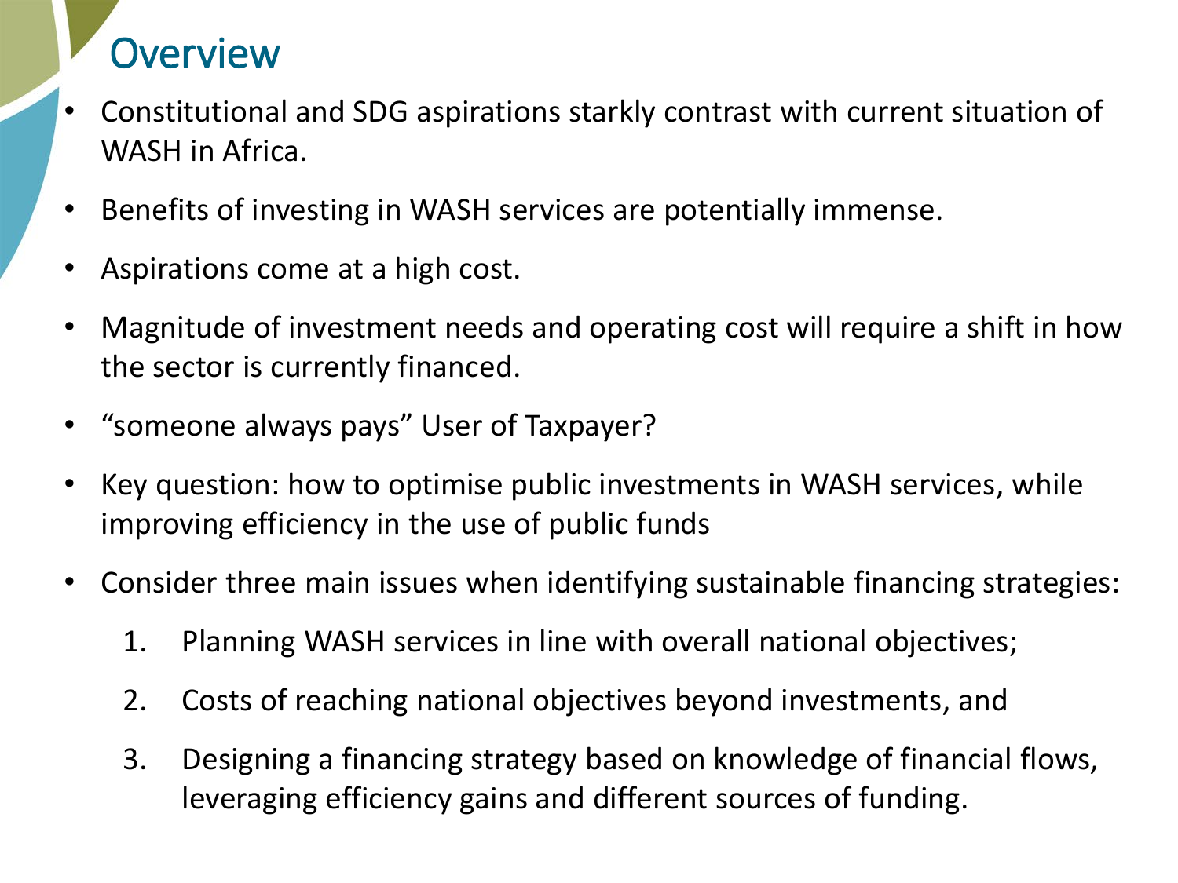# Overview

- Constitutional and SDG aspirations starkly contrast with current situation of WASH in Africa.
- Benefits of investing in WASH services are potentially immense.
- Aspirations come at a high cost.
- Magnitude of investment needs and operating cost will require a shift in how the sector is currently financed.
- "someone always pays" User of Taxpayer?
- Key question: how to optimise public investments in WASH services, while improving efficiency in the use of public funds
- Consider three main issues when identifying sustainable financing strategies:
    1. Planning WASH services in line with overall national objectives;
    2. Costs of reaching national objectives beyond investments, and
    3. Designing a financing strategy based on knowledge of financial flows, leveraging efficiency gains and different sources of funding.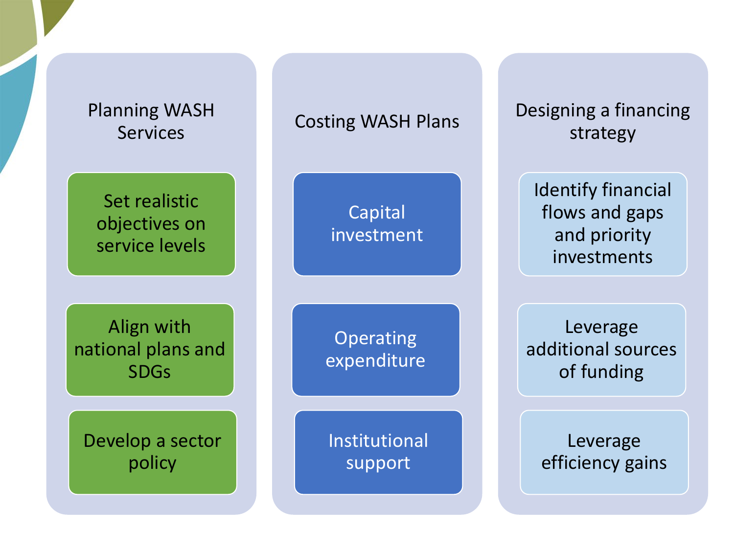## Planning WASH Services

- Set realistic objectives on service levels
- Align with national plans and SDGs
- Develop a sector policy

## Costing WASH Plans

- Capital investment
- Operating expenditure
- Institutional support

## Designing a financing strategy

- Identify financial flows and gaps and priority investments
- Leverage additional sources of funding
- Leverage efficiency gains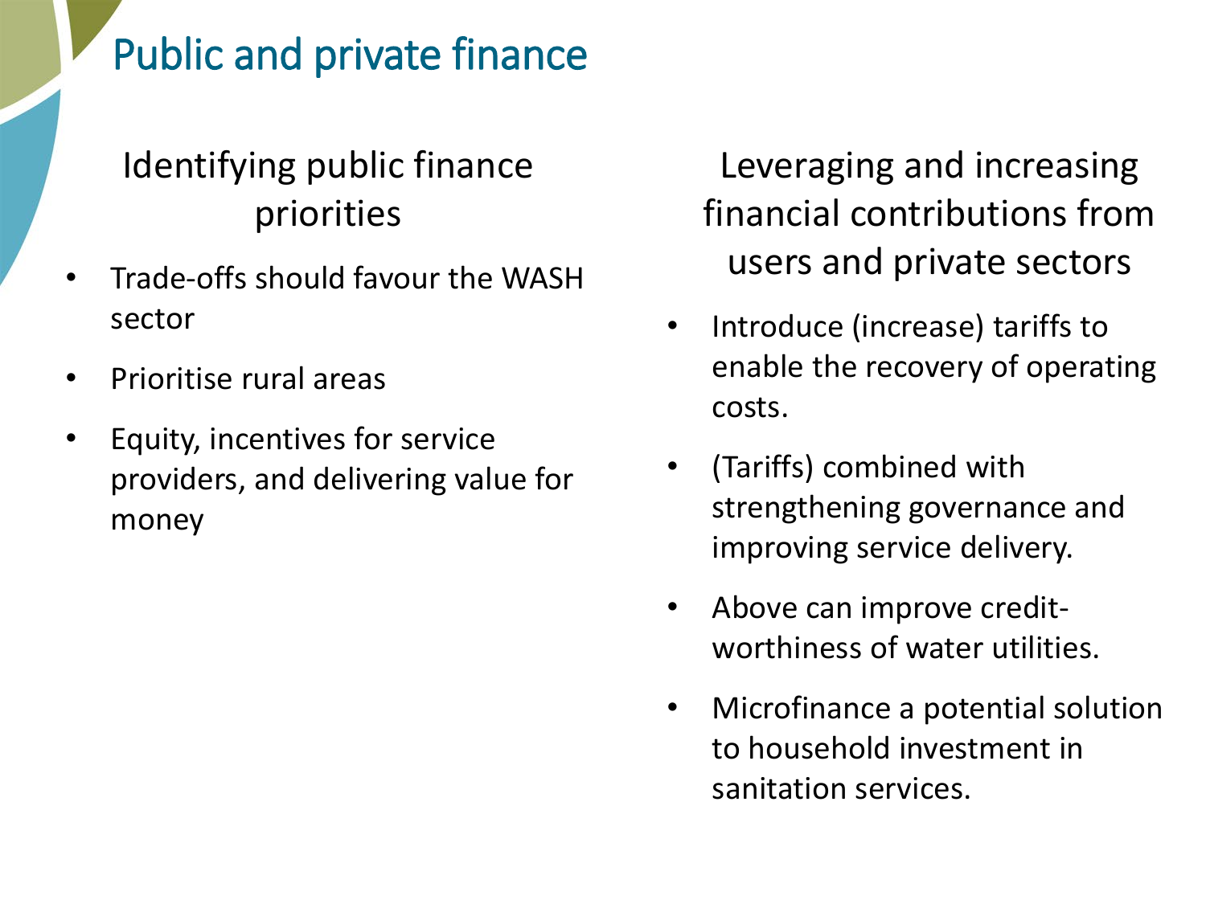# Public and private finance

## Identifying public finance priorities

- Trade-offs should favour the WASH sector
- Prioritise rural areas
- Equity, incentives for service providers, and delivering value for money

## Leveraging and increasing financial contributions from users and private sectors

- Introduce (increase) tariffs to enable the recovery of operating costs.
- (Tariffs) combined with strengthening governance and improving service delivery.
- Above can improve credit-worthiness of water utilities.
- Microfinance a potential solution to household investment in sanitation services.